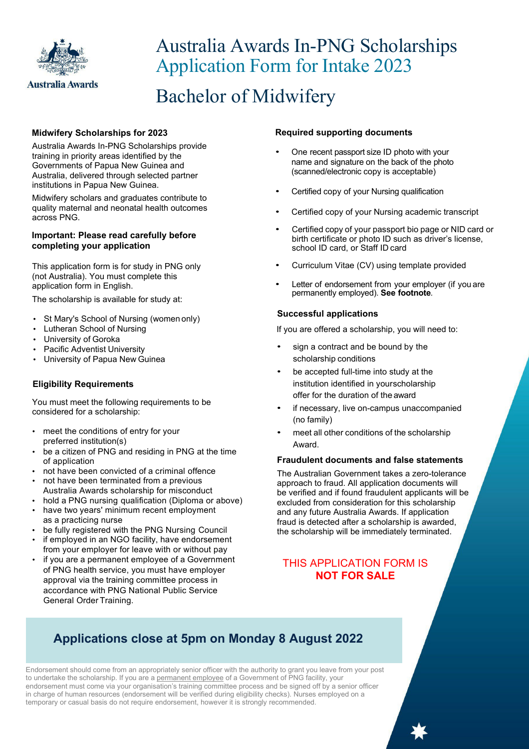Australia Awards

# Australia Awards In-PNG Scholarships
## Application Form for Intake 2023

# Bachelor of Midwifery

### Midwifery Scholarships for 2023

Australia Awards In-PNG Scholarships provide training in priority areas identified by the Governments of Papua New Guinea and Australia, delivered through selected partner institutions in Papua New Guinea.

Midwifery scholars and graduates contribute to quality maternal and neonatal health outcomes across PNG.

### Important: Please read carefully before completing your application

This application form is for study in PNG only (not Australia). You must complete this application form in English.

The scholarship is available for study at:

- St Mary's School of Nursing (women only)
- Lutheran School of Nursing
- University of Goroka
- Pacific Adventist University
- University of Papua New Guinea

### Eligibility Requirements

You must meet the following requirements to be considered for a scholarship:

- meet the conditions of entry for your preferred institution(s)
- be a citizen of PNG and residing in PNG at the time of application
- not have been convicted of a criminal offence
- not have been terminated from a previous Australia Awards scholarship for misconduct
- hold a PNG nursing qualification (Diploma or above)
- have two years' minimum recent employment as a practicing nurse
- be fully registered with the PNG Nursing Council
- if employed in an NGO facility, have endorsement from your employer for leave with or without pay
- if you are a permanent employee of a Government of PNG health service, you must have employer approval via the training committee process in accordance with PNG National Public Service General Order Training.

### Required supporting documents

- One recent passport size ID photo with your name and signature on the back of the photo (scanned/electronic copy is acceptable)
- Certified copy of your Nursing qualification
- Certified copy of your Nursing academic transcript
- Certified copy of your passport bio page or NID card or birth certificate or photo ID such as driver's license, school ID card, or Staff ID card
- Curriculum Vitae (CV) using template provided
- Letter of endorsement from your employer (if you are permanently employed). **See footnote**.

### Successful applications

If you are offered a scholarship, you will need to:

- sign a contract and be bound by the scholarship conditions
- be accepted full-time into study at the institution identified in your scholarship offer for the duration of the award
- if necessary, live on-campus unaccompanied (no family)
- meet all other conditions of the scholarship Award.

### Fraudulent documents and false statements

The Australian Government takes a zero-tolerance approach to fraud. All application documents will be verified and if found fraudulent applicants will be excluded from consideration for this scholarship and any future Australia Awards. If application fraud is detected after a scholarship is awarded, the scholarship will be immediately terminated.

THIS APPLICATION FORM IS **NOT FOR SALE**

## Applications close at 5pm on Monday 8 August 2022

Endorsement should come from an appropriately senior officer with the authority to grant you leave from your post to undertake the scholarship. If you are a permanent employee of a Government of PNG facility, your endorsement must come via your organisation's training committee process and be signed off by a senior officer in charge of human resources (endorsement will be verified during eligibility checks). Nurses employed on a temporary or casual basis do not require endorsement, however it is strongly recommended.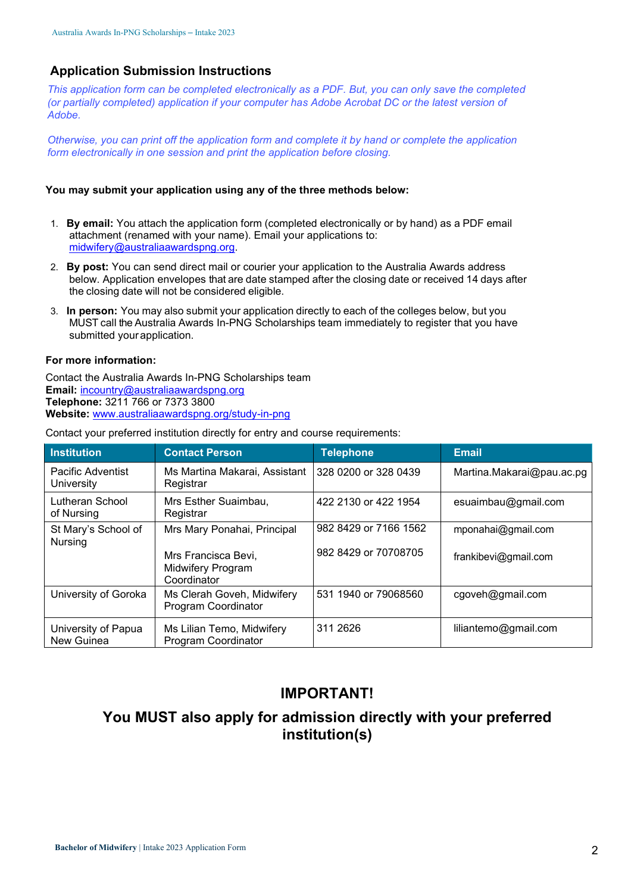## Application Submission Instructions

*This application form can be completed electronically as a PDF. But, you can only save the completed (or partially completed) application if your computer has Adobe Acrobat DC or the latest version of Adobe.*

*Otherwise, you can print off the application form and complete it by hand or complete the application form electronically in one session and print the application before closing.*

**You may submit your application using any of the three methods below:**

1. **By email:** You attach the application form (completed electronically or by hand) as a PDF email attachment (renamed with your name). Email your applications to: midwifery@australiaawardspng.org.
2. **By post:** You can send direct mail or courier your application to the Australia Awards address below. Application envelopes that are date stamped after the closing date or received 14 days after the closing date will not be considered eligible.
3. **In person:** You may also submit your application directly to each of the colleges below, but you MUST call the Australia Awards In-PNG Scholarships team immediately to register that you have submitted your application.

**For more information:**

Contact the Australia Awards In-PNG Scholarships team
**Email:** incountry@australiaawardspng.org
**Telephone:** 3211 766 or 7373 3800
**Website:** www.australiaawardspng.org/study-in-png

Contact your preferred institution directly for entry and course requirements:

| Institution | Contact Person | Telephone | Email |
|---|---|---|---|
| Pacific Adventist University | Ms Martina Makarai, Assistant Registrar | 328 0200 or 328 0439 | Martina.Makarai@pau.ac.pg |
| Lutheran School of Nursing | Mrs Esther Suaimbau, Registrar | 422 2130 or 422 1954 | esuaimbau@gmail.com |
| St Mary's School of Nursing | Mrs Mary Ponahai, Principal<br><br>Mrs Francisca Bevi, Midwifery Program Coordinator | 982 8429 or 7166 1562<br><br>982 8429 or 70708705 | mponahai@gmail.com<br><br>frankibevi@gmail.com |
| University of Goroka | Ms Clerah Goveh, Midwifery Program Coordinator | 531 1940 or 79068560 | cgoveh@gmail.com |
| University of Papua New Guinea | Ms Lilian Temo, Midwifery Program Coordinator | 311 2626 | liliantemo@gmail.com |

## IMPORTANT!

## You MUST also apply for admission directly with your preferred institution(s)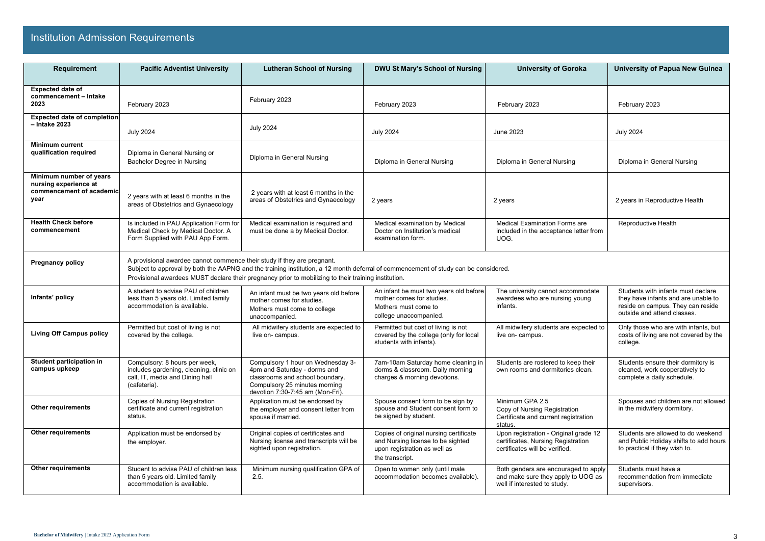## Institution Admission Requirements

| Requirement | Pacific Adventist University | Lutheran School of Nursing | DWU St Mary's School of Nursing | University of Goroka | University of Papua New Guinea |
|---|---|---|---|---|---|
| **Expected date of commencement – Intake 2023** | February 2023 | February 2023 | February 2023 | February 2023 | February 2023 |
| **Expected date of completion – Intake 2023** | July 2024 | July 2024 | July 2024 | June 2023 | July 2024 |
| **Minimum current qualification required** | Diploma in General Nursing or Bachelor Degree in Nursing | Diploma in General Nursing | Diploma in General Nursing | Diploma in General Nursing | Diploma in General Nursing |
| **Minimum number of years nursing experience at commencement of academic year** | 2 years with at least 6 months in the areas of Obstetrics and Gynaecology | 2 years with at least 6 months in the areas of Obstetrics and Gynaecology | 2 years | 2 years | 2 years in Reproductive Health |
| **Health Check before commencement** | Is included in PAU Application Form for Medical Check by Medical Doctor. A Form Supplied with PAU App Form. | Medical examination is required and must be done by Medical Doctor. | Medical examination by Medical Doctor on Institution's medical examination form. | Medical Examination Forms are included in the acceptance letter from UOG. | Reproductive Health |
| **Pregnancy policy** | A provisional awardee cannot commence their study if they are pregnant. Subject to approval by both the AAPNG and the training institution, a 12 month deferral of commencement of study can be considered. Provisional awardees MUST declare their pregnancy prior to mobilizing to their training institution. | | | | |
| **Infants' policy** | A student to advise PAU of children less than 5 years old. Limited family accommodation is available. | An infant must be two years old before mother comes for studies. Mothers must come to college unaccompanied. | An infant be must two years old before mother comes for studies. Mothers must come to college unaccompanied. | The university cannot accommodate awardees who are nursing young infants. | Students with infants must declare they have infants and are unable to reside on campus. They can reside outside and attend classes. |
| **Living Off Campus policy** | Permitted but cost of living is not covered by the college. | All midwifery students are expected to live on- campus. | Permitted but cost of living is not covered by the college (only for local students with infants). | All midwifery students are expected to live on- campus. | Only those who are with infants, but costs of living are not covered by the college. |
| **Student participation in campus upkeep** | Compulsory: 8 hours per week, includes gardening, cleaning, clinic on call, IT, media and Dining hall (cafeteria). | Compulsory 1 hour on Wednesday 3-4pm and Saturday - dorms and classrooms and school boundary. Compulsory 25 minutes morning devotion 7:30-7:45 am (Mon-Fri). | 7am-10am Saturday home cleaning in dorms & classroom. Daily morning charges & morning devotions. | Students are rostered to keep their own rooms and dormitories clean. | Students ensure their dormitory is cleaned, work cooperatively to complete a daily schedule. |
| **Other requirements** | Copies of Nursing Registration certificate and current registration status. | Application must be endorsed by the employer and consent letter from spouse if married. | Spouse consent form to be sign by spouse and Student consent form to be signed by student. | Minimum GPA 2.5 Copy of Nursing Registration Certificate and current registration status. | Spouses and children are not allowed in the midwifery dormitory. |
| **Other requirements** | Application must be endorsed by the employer. | Original copies of certificates and Nursing license and transcripts will be sighted upon registration. | Copies of original nursing certificate and Nursing license to be sighted upon registration as well as the transcript. | Upon registration - Original grade 12 certificates, Nursing Registration certificates will be verified. | Students are allowed to do weekend and Public Holiday shifts to add hours to practical if they wish to. |
| **Other requirements** | Student to advise PAU of children less than 5 years old. Limited family accommodation is available. | Minimum nursing qualification GPA of 2.5. | Open to women only (until male accommodation becomes available). | Both genders are encouraged to apply and make sure they apply to UOG as well if interested to study. | Students must have a recommendation from immediate supervisors. |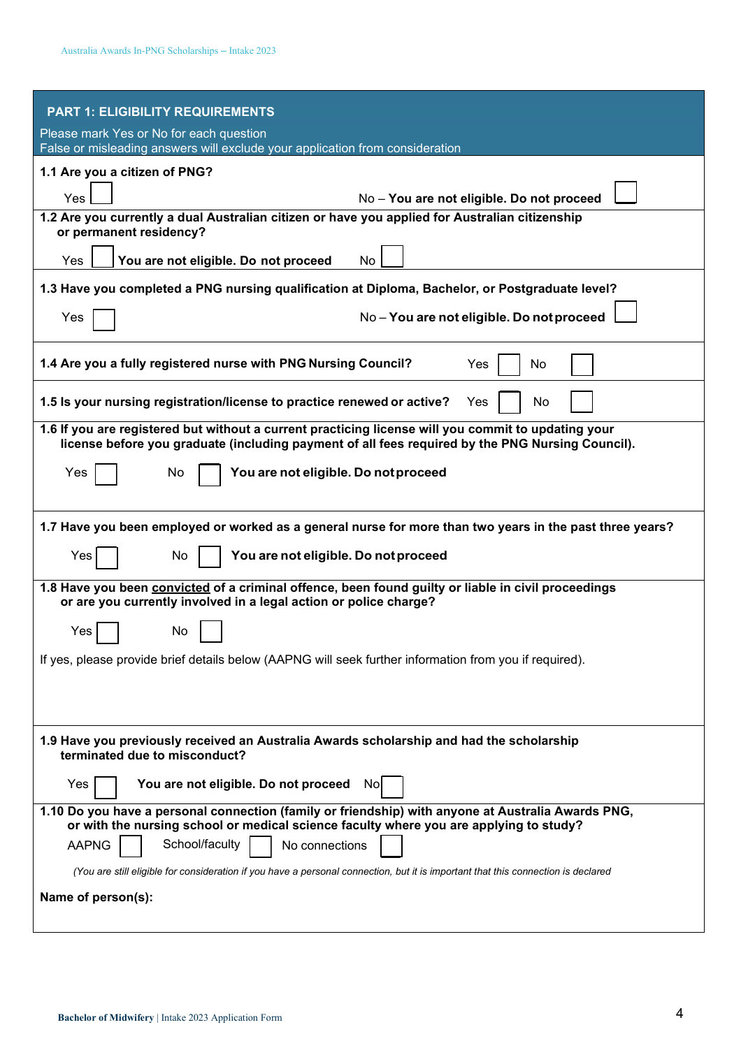## PART 1: ELIGIBILITY REQUIREMENTS

Please mark Yes or No for each question

False or misleading answers will exclude your application from consideration

**1.1 Are you a citizen of PNG?**

Yes ☐ No – **You are not eligible. Do not proceed** ☐

**1.2 Are you currently a dual Australian citizen or have you applied for Australian citizenship or permanent residency?**

Yes ☐ **You are not eligible. Do not proceed** No ☐

**1.3 Have you completed a PNG nursing qualification at Diploma, Bachelor, or Postgraduate level?**

Yes ☐ No – **You are not eligible. Do not proceed** ☐

**1.4 Are you a fully registered nurse with PNG Nursing Council?** Yes ☐ No ☐

**1.5 Is your nursing registration/license to practice renewed or active?** Yes ☐ No ☐

**1.6 If you are registered but without a current practicing license will you commit to updating your license before you graduate (including payment of all fees required by the PNG Nursing Council).**

Yes ☐ No ☐ **You are not eligible. Do not proceed**

**1.7 Have you been employed or worked as a general nurse for more than two years in the past three years?**

Yes ☐ No ☐ **You are not eligible. Do not proceed**

**1.8 Have you been convicted of a criminal offence, been found guilty or liable in civil proceedings or are you currently involved in a legal action or police charge?**

Yes ☐ No ☐

If yes, please provide brief details below (AAPNG will seek further information from you if required).

**1.9 Have you previously received an Australia Awards scholarship and had the scholarship terminated due to misconduct?**

Yes ☐ **You are not eligible. Do not proceed** No ☐

**1.10 Do you have a personal connection (family or friendship) with anyone at Australia Awards PNG, or with the nursing school or medical science faculty where you are applying to study?**

AAPNG ☐ School/faculty ☐ No connections ☐

*(You are still eligible for consideration if you have a personal connection, but it is important that this connection is declared*

**Name of person(s):**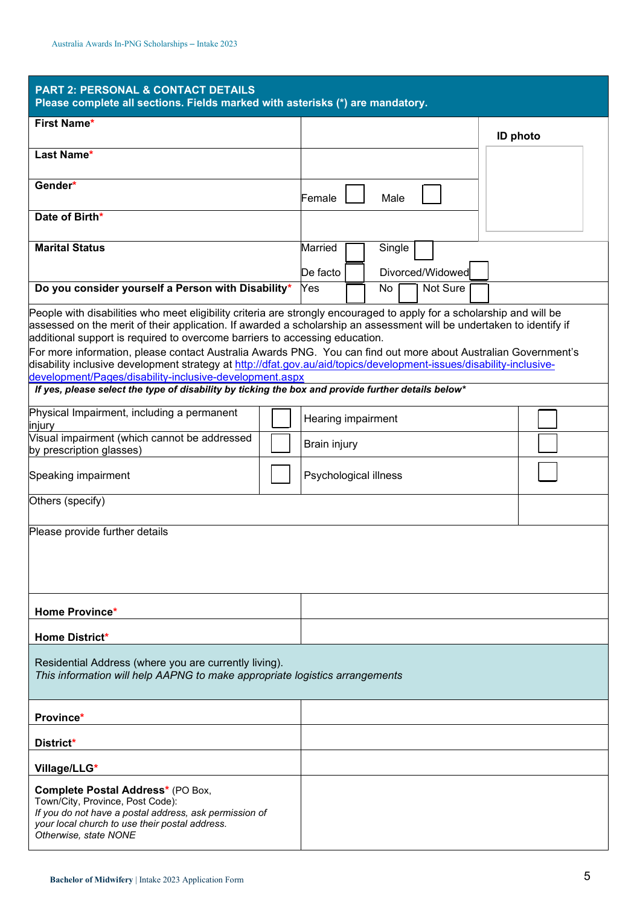## PART 2: PERSONAL & CONTACT DETAILS

**Please complete all sections. Fields marked with asterisks (*) are mandatory.**

| | | |
|---|---|---|
| **First Name*** | | **ID photo** |
| **Last Name*** | | |
| **Gender*** | Female ☐ Male ☐ | |
| **Date of Birth*** | | |
| **Marital Status** | Married ☐ Single ☐ De facto ☐ Divorced/Widowed ☐ | |
| **Do you consider yourself a Person with Disability*** | Yes ☐ No ☐ Not Sure ☐ | |

People with disabilities who meet eligibility criteria are strongly encouraged to apply for a scholarship and will be assessed on the merit of their application. If awarded a scholarship an assessment will be undertaken to identify if additional support is required to overcome barriers to accessing education.

For more information, please contact Australia Awards PNG. You can find out more about Australian Government's disability inclusive development strategy at http://dfat.gov.au/aid/topics/development-issues/disability-inclusive-development/Pages/disability-inclusive-development.aspx

***If yes, please select the type of disability by ticking the box and provide further details below****

| | | | |
|---|---|---|---|
| Physical Impairment, including a permanent injury | ☐ | Hearing impairment | ☐ |
| Visual impairment (which cannot be addressed by prescription glasses) | ☐ | Brain injury | ☐ |
| Speaking impairment | ☐ | Psychological illness | ☐ |
| Others (specify) | | | |

Please provide further details

| | |
|---|---|
| **Home Province*** | |
| **Home District*** | |

Residential Address (where you are currently living).
*This information will help AAPNG to make appropriate logistics arrangements*

| | |
|---|---|
| **Province*** | |
| **District*** | |
| **Village/LLG*** | |
| **Complete Postal Address*** (PO Box, Town/City, Province, Post Code): *If you do not have a postal address, ask permission of your local church to use their postal address. Otherwise, state NONE* | |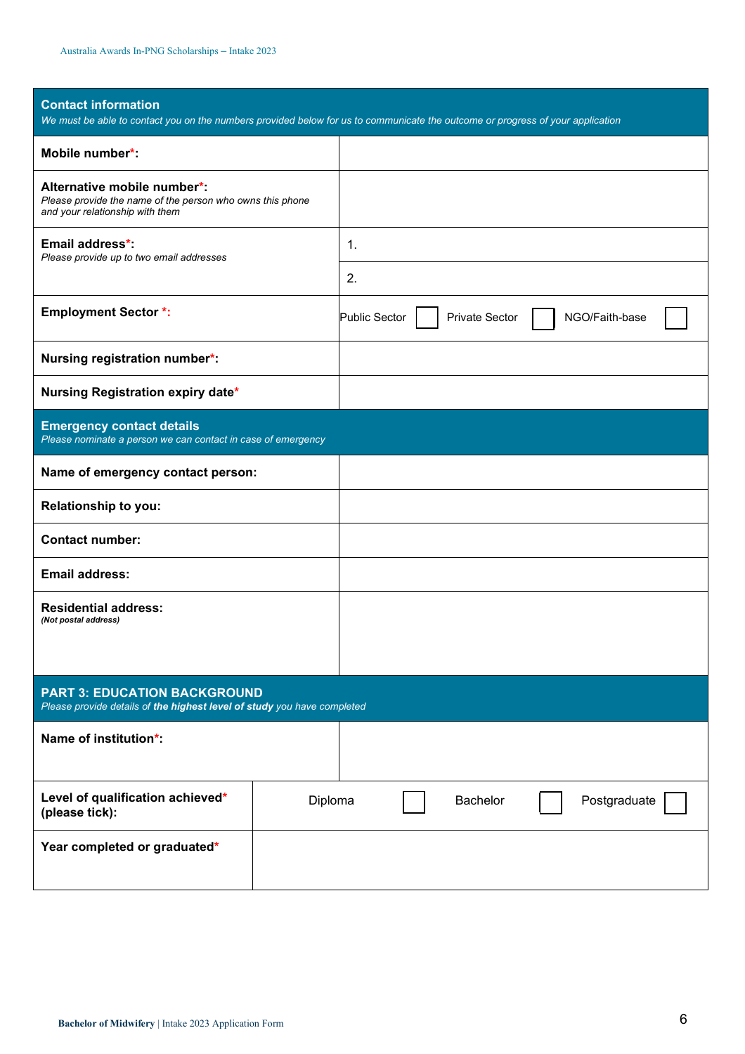| **Contact information**<br>*We must be able to contact you on the numbers provided below for us to communicate the outcome or progress of your application* | |
|---|---|
| **Mobile number*:** | |
| **Alternative mobile number*:**<br>*Please provide the name of the person who owns this phone and your relationship with them* | |
| **Email address*:**<br>*Please provide up to two email addresses* | 1. |
| | 2. |
| **Employment Sector *:** | Public Sector ☐ Private Sector ☐ NGO/Faith-base ☐ |
| **Nursing registration number*:** | |
| **Nursing Registration expiry date*** | |

| **Emergency contact details**<br>*Please nominate a person we can contact in case of emergency* | |
|---|---|
| **Name of emergency contact person:** | |
| **Relationship to you:** | |
| **Contact number:** | |
| **Email address:** | |
| **Residential address:**<br>***(Not postal address)*** | |

| **PART 3: EDUCATION BACKGROUND**<br>*Please provide details of **the highest level of study** you have completed* | |
|---|---|
| **Name of institution*:** | |
| **Level of qualification achieved* (please tick):** | Diploma ☐ Bachelor ☐ Postgraduate ☐ |
| **Year completed or graduated*** | |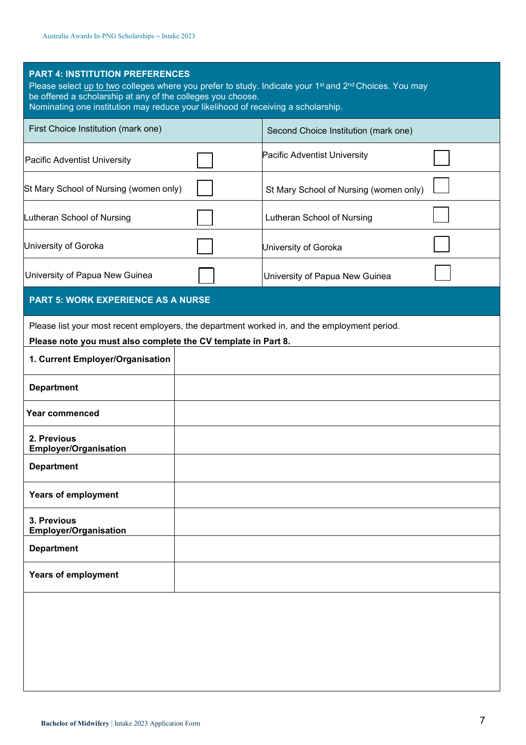## PART 4: INSTITUTION PREFERENCES

Please select up to two colleges where you prefer to study. Indicate your 1st and 2nd Choices. You may be offered a scholarship at any of the colleges you choose.
Nominating one institution may reduce your likelihood of receiving a scholarship.

| First Choice Institution (mark one) | | Second Choice Institution (mark one) | |
|---|---|---|---|
| Pacific Adventist University | ☐ | Pacific Adventist University | ☐ |
| St Mary School of Nursing (women only) | ☐ | St Mary School of Nursing (women only) | ☐ |
| Lutheran School of Nursing | ☐ | Lutheran School of Nursing | ☐ |
| University of Goroka | ☐ | University of Goroka | ☐ |
| University of Papua New Guinea | ☐ | University of Papua New Guinea | ☐ |

## PART 5: WORK EXPERIENCE AS A NURSE

Please list your most recent employers, the department worked in, and the employment period.

**Please note you must also complete the CV template in Part 8.**

| | |
|---|---|
| **1. Current Employer/Organisation** | |
| **Department** | |
| **Year commenced** | |
| **2. Previous Employer/Organisation** | |
| **Department** | |
| **Years of employment** | |
| **3. Previous Employer/Organisation** | |
| **Department** | |
| **Years of employment** | |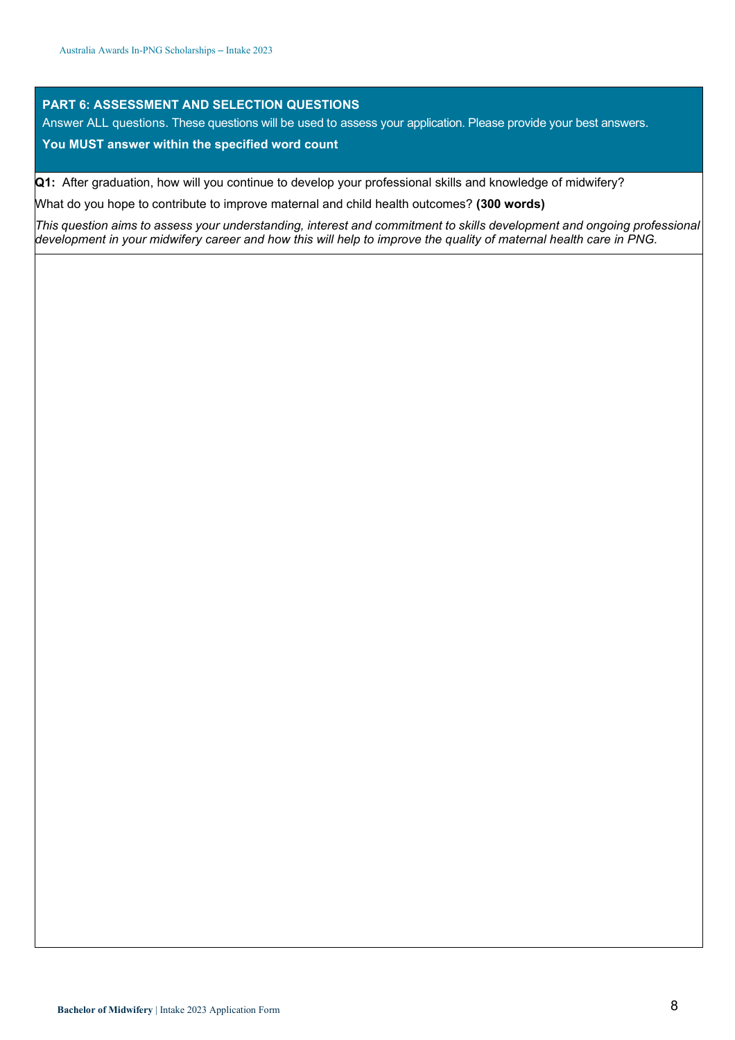## PART 6: ASSESSMENT AND SELECTION QUESTIONS

Answer ALL questions. These questions will be used to assess your application. Please provide your best answers.

**You MUST answer within the specified word count**

**Q1:** After graduation, how will you continue to develop your professional skills and knowledge of midwifery?

What do you hope to contribute to improve maternal and child health outcomes? **(300 words)**

*This question aims to assess your understanding, interest and commitment to skills development and ongoing professional development in your midwifery career and how this will help to improve the quality of maternal health care in PNG.*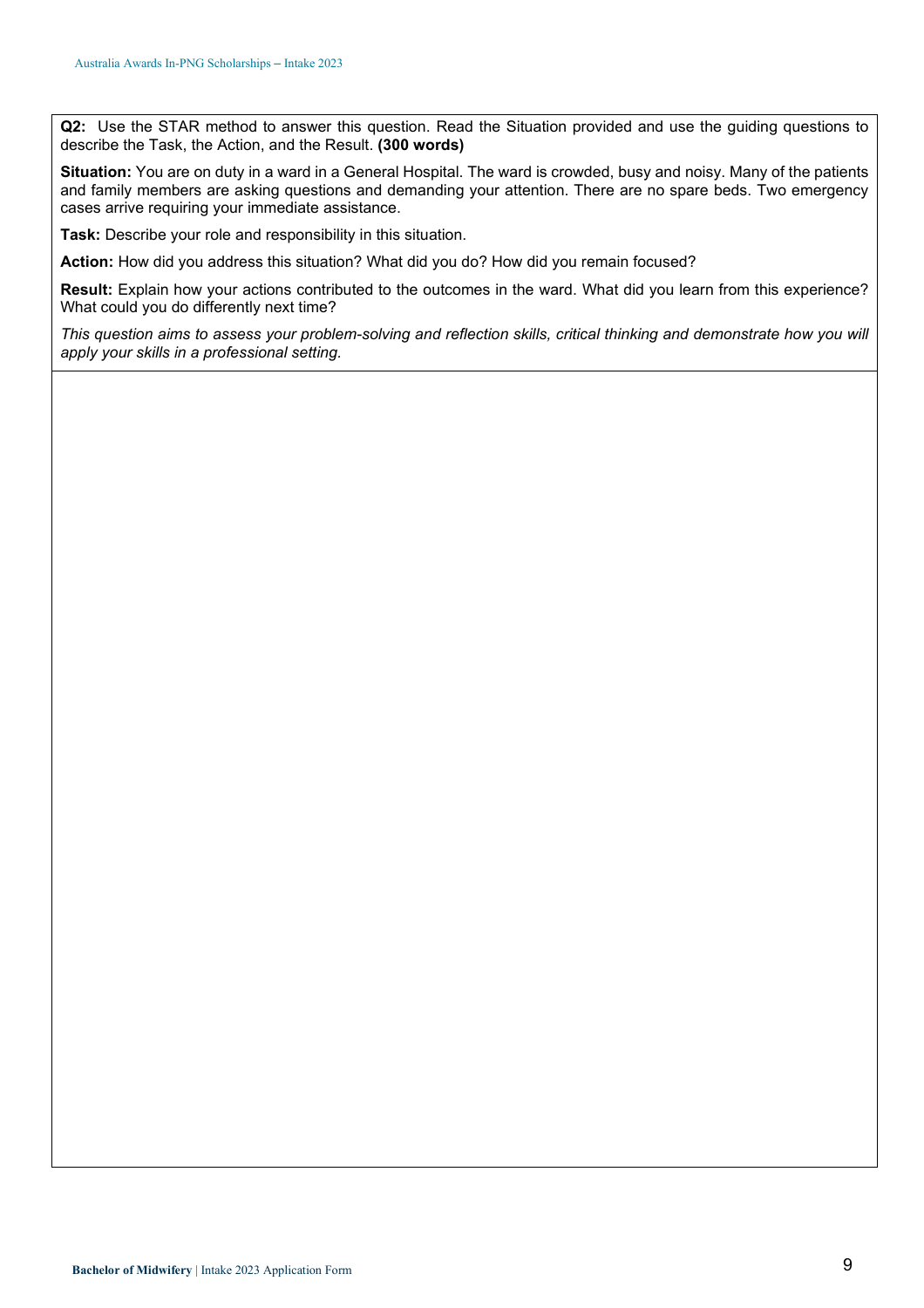**Q2:** Use the STAR method to answer this question. Read the Situation provided and use the guiding questions to describe the Task, the Action, and the Result. **(300 words)**

**Situation:** You are on duty in a ward in a General Hospital. The ward is crowded, busy and noisy. Many of the patients and family members are asking questions and demanding your attention. There are no spare beds. Two emergency cases arrive requiring your immediate assistance.

**Task:** Describe your role and responsibility in this situation.

**Action:** How did you address this situation? What did you do? How did you remain focused?

**Result:** Explain how your actions contributed to the outcomes in the ward. What did you learn from this experience? What could you do differently next time?

*This question aims to assess your problem-solving and reflection skills, critical thinking and demonstrate how you will apply your skills in a professional setting.*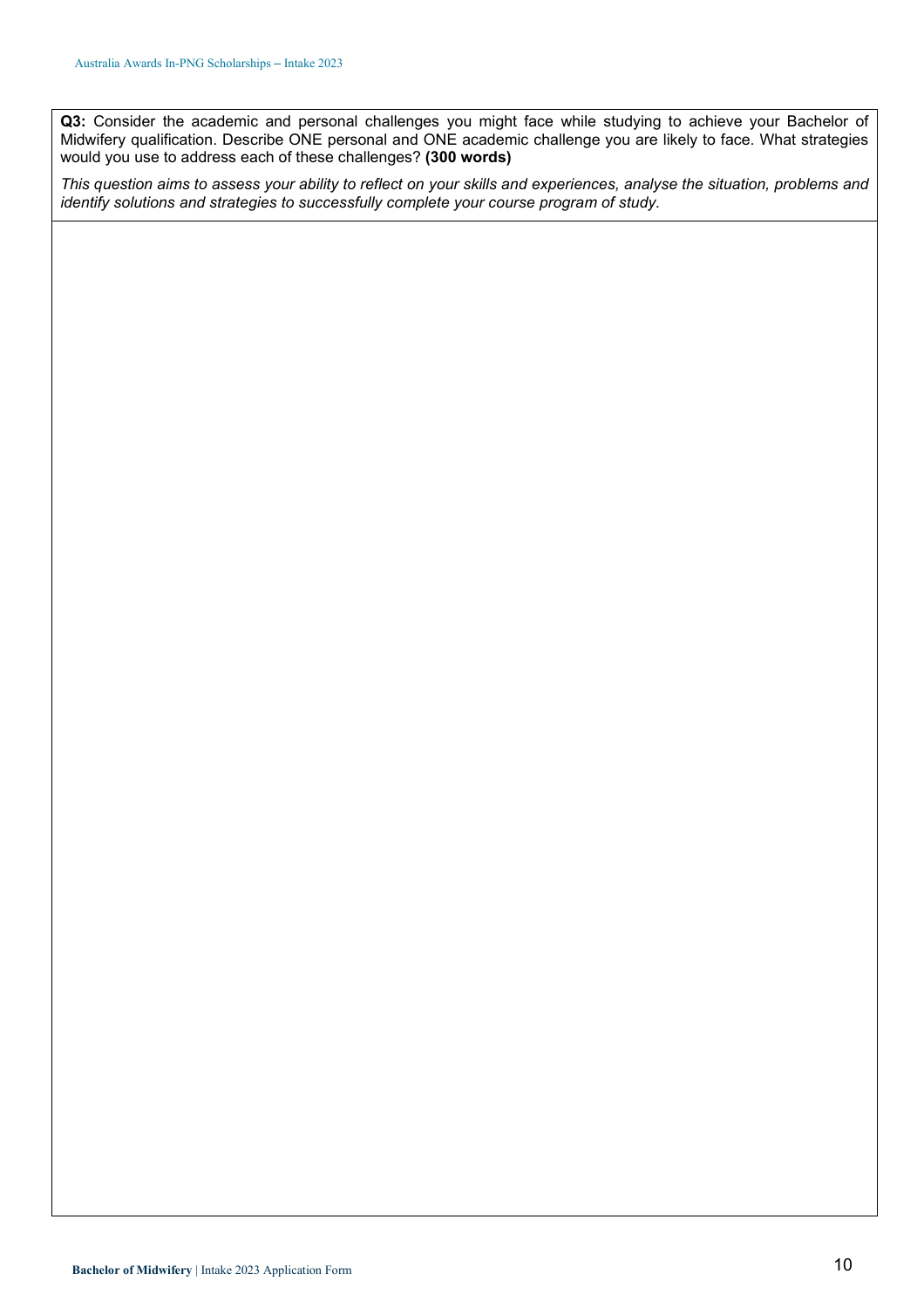**Q3:** Consider the academic and personal challenges you might face while studying to achieve your Bachelor of Midwifery qualification. Describe ONE personal and ONE academic challenge you are likely to face. What strategies would you use to address each of these challenges? **(300 words)**

*This question aims to assess your ability to reflect on your skills and experiences, analyse the situation, problems and identify solutions and strategies to successfully complete your course program of study.*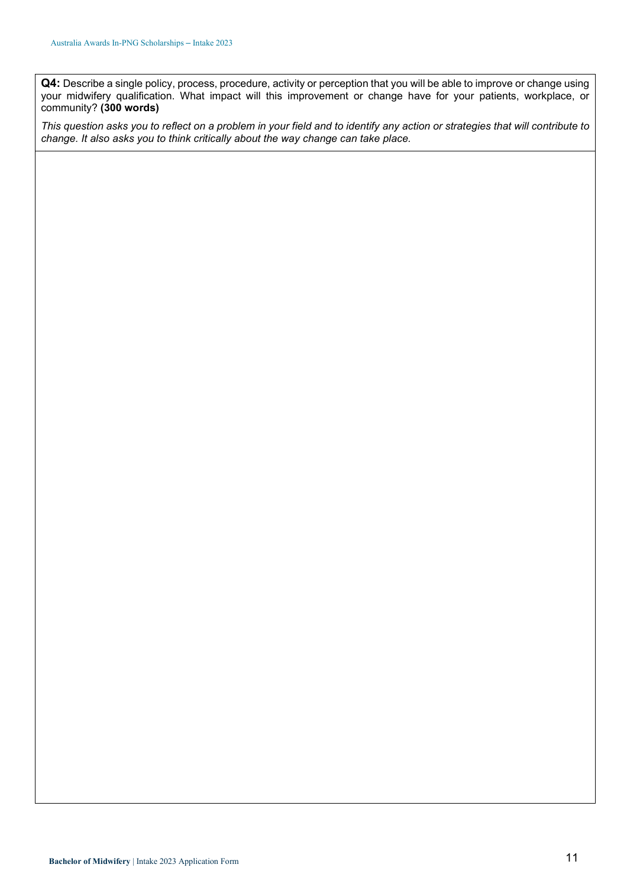**Q4:** Describe a single policy, process, procedure, activity or perception that you will be able to improve or change using your midwifery qualification. What impact will this improvement or change have for your patients, workplace, or community? **(300 words)**

*This question asks you to reflect on a problem in your field and to identify any action or strategies that will contribute to change. It also asks you to think critically about the way change can take place.*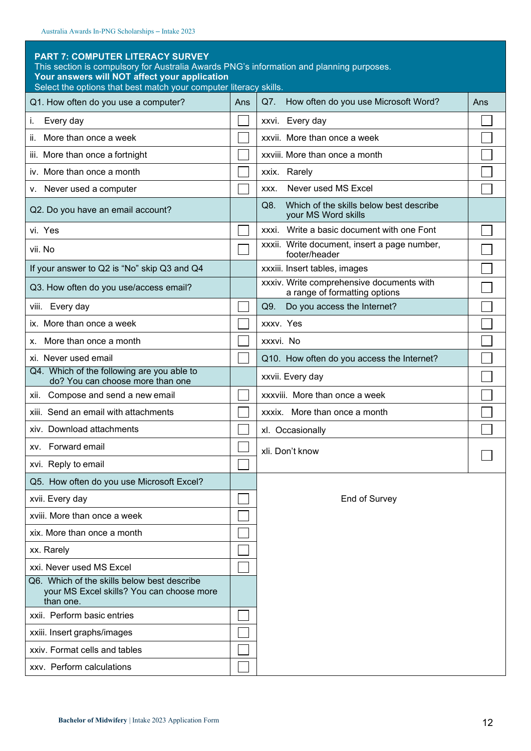## PART 7: COMPUTER LITERACY SURVEY

This section is compulsory for Australia Awards PNG's information and planning purposes.
**Your answers will NOT affect your application**
Select the options that best match your computer literacy skills.

| Q1. How often do you use a computer? | Ans | Q7. How often do you use Microsoft Word? | Ans |
|---|---|---|---|
| i. Every day | ☐ | xxvi. Every day | ☐ |
| ii. More than once a week | ☐ | xxvii. More than once a week | ☐ |
| iii. More than once a fortnight | ☐ | xxviii. More than once a month | ☐ |
| iv. More than once a month | ☐ | xxix. Rarely | ☐ |
| v. Never used a computer | ☐ | xxx. Never used MS Excel | ☐ |
| Q2. Do you have an email account? | | Q8. Which of the skills below best describe your MS Word skills | |
| vi. Yes | ☐ | xxxi. Write a basic document with one Font | ☐ |
| vii. No | ☐ | xxxii. Write document, insert a page number, footer/header | ☐ |
| If your answer to Q2 is "No" skip Q3 and Q4 | | xxxiii. Insert tables, images | ☐ |
| Q3. How often do you use/access email? | | xxxiv. Write comprehensive documents with a range of formatting options | ☐ |
| viii. Every day | ☐ | Q9. Do you access the Internet? | ☐ |
| ix. More than once a week | ☐ | xxxv. Yes | ☐ |
| x. More than once a month | ☐ | xxxvi. No | ☐ |
| xi. Never used email | ☐ | Q10. How often do you access the Internet? | ☐ |
| Q4. Which of the following are you able to do? You can choose more than one | | xxvii. Every day | ☐ |
| xii. Compose and send a new email | ☐ | xxxviii. More than once a week | ☐ |
| xiii. Send an email with attachments | ☐ | xxxix. More than once a month | ☐ |
| xiv. Download attachments | ☐ | xl. Occasionally | ☐ |
| xv. Forward email | ☐ | xli. Don't know | ☐ |
| xvi. Reply to email | ☐ | | |
| Q5. How often do you use Microsoft Excel? | | | |
| xvii. Every day | ☐ | End of Survey | |
| xviii. More than once a week | ☐ | | |
| xix. More than once a month | ☐ | | |
| xx. Rarely | ☐ | | |
| xxi. Never used MS Excel | ☐ | | |
| Q6. Which of the skills below best describe your MS Excel skills? You can choose more than one. | | | |
| xxii. Perform basic entries | ☐ | | |
| xxiii. Insert graphs/images | ☐ | | |
| xxiv. Format cells and tables | ☐ | | |
| xxv. Perform calculations | ☐ | | |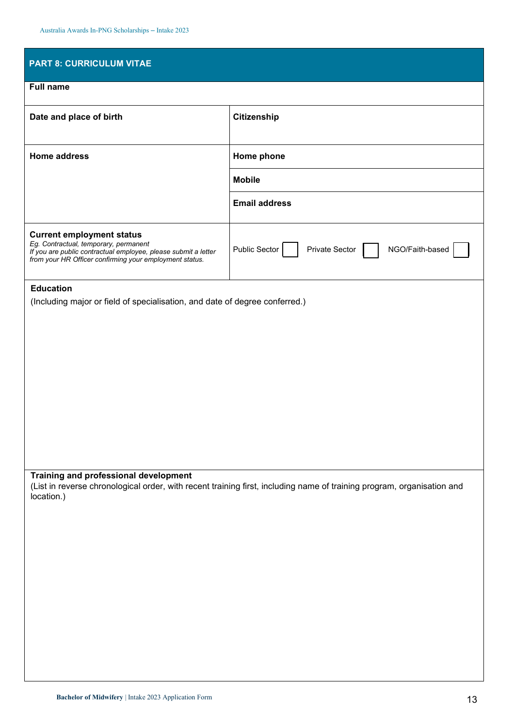## PART 8: CURRICULUM VITAE

| **Full name** | |
|---|---|
| **Date and place of birth** | **Citizenship** |
| **Home address** | **Home phone** |
| | **Mobile** |
| | **Email address** |
| **Current employment status**<br>*Eg. Contractual, temporary, permanent*<br>*If you are public contractual employee, please submit a letter from your HR Officer confirming your employment status.* | Public Sector ☐ Private Sector ☐ NGO/Faith-based ☐ |

**Education**

(Including major or field of specialisation, and date of degree conferred.)

**Training and professional development**

(List in reverse chronological order, with recent training first, including name of training program, organisation and location.)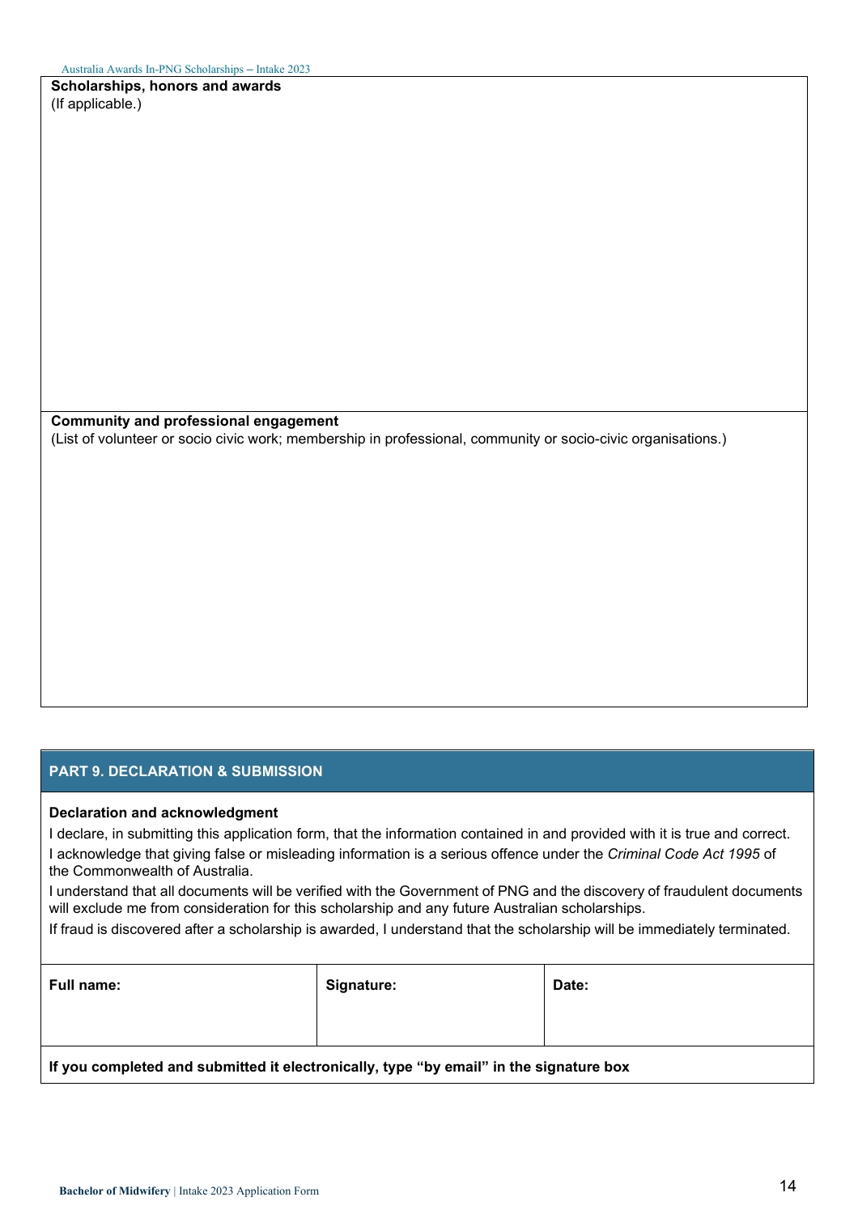**Scholarships, honors and awards**
(If applicable.)

**Community and professional engagement**
(List of volunteer or socio civic work; membership in professional, community or socio-civic organisations.)

## PART 9. DECLARATION & SUBMISSION

**Declaration and acknowledgment**

I declare, in submitting this application form, that the information contained in and provided with it is true and correct.

I acknowledge that giving false or misleading information is a serious offence under the *Criminal Code Act 1995* of the Commonwealth of Australia.

I understand that all documents will be verified with the Government of PNG and the discovery of fraudulent documents will exclude me from consideration for this scholarship and any future Australian scholarships.

If fraud is discovered after a scholarship is awarded, I understand that the scholarship will be immediately terminated.

| Full name: | Signature: | Date: |
| --- | --- | --- |
| | | |

**If you completed and submitted it electronically, type "by email" in the signature box**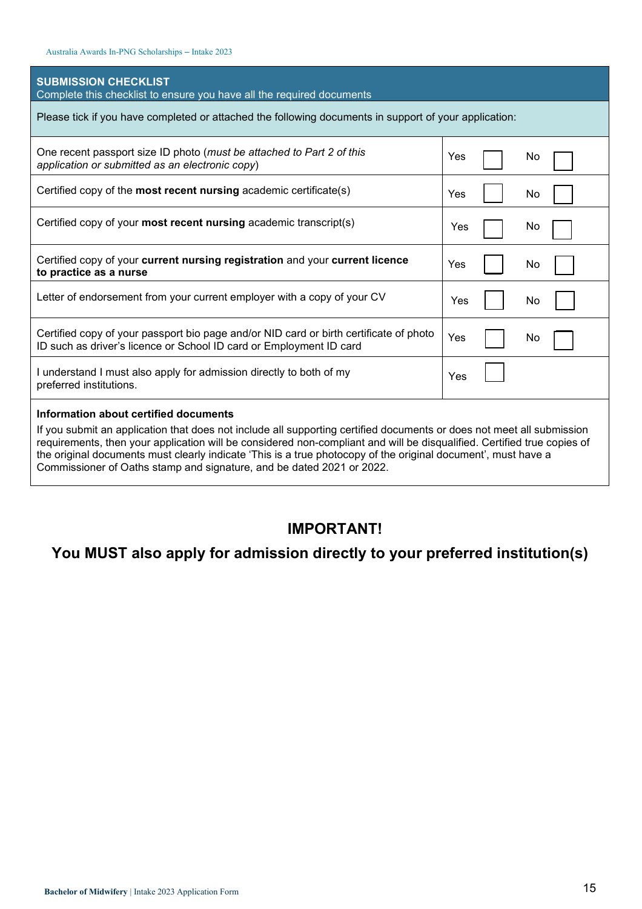## SUBMISSION CHECKLIST

Complete this checklist to ensure you have all the required documents

Please tick if you have completed or attached the following documents in support of your application:

| | | |
|---|---|---|
| One recent passport size ID photo (*must be attached to Part 2 of this application or submitted as an electronic copy*) | Yes ☐ | No ☐ |
| Certified copy of the **most recent nursing** academic certificate(s) | Yes ☐ | No ☐ |
| Certified copy of your **most recent nursing** academic transcript(s) | Yes ☐ | No ☐ |
| Certified copy of your **current nursing registration** and your **current licence to practice as a nurse** | Yes ☐ | No ☐ |
| Letter of endorsement from your current employer with a copy of your CV | Yes ☐ | No ☐ |
| Certified copy of your passport bio page and/or NID card or birth certificate of photo ID such as driver's licence or School ID card or Employment ID card | Yes ☐ | No ☐ |
| I understand I must also apply for admission directly to both of my preferred institutions. | Yes ☐ | |

**Information about certified documents**

If you submit an application that does not include all supporting certified documents or does not meet all submission requirements, then your application will be considered non-compliant and will be disqualified. Certified true copies of the original documents must clearly indicate 'This is a true photocopy of the original document', must have a Commissioner of Oaths stamp and signature, and be dated 2021 or 2022.

## IMPORTANT!

## You MUST also apply for admission directly to your preferred institution(s)